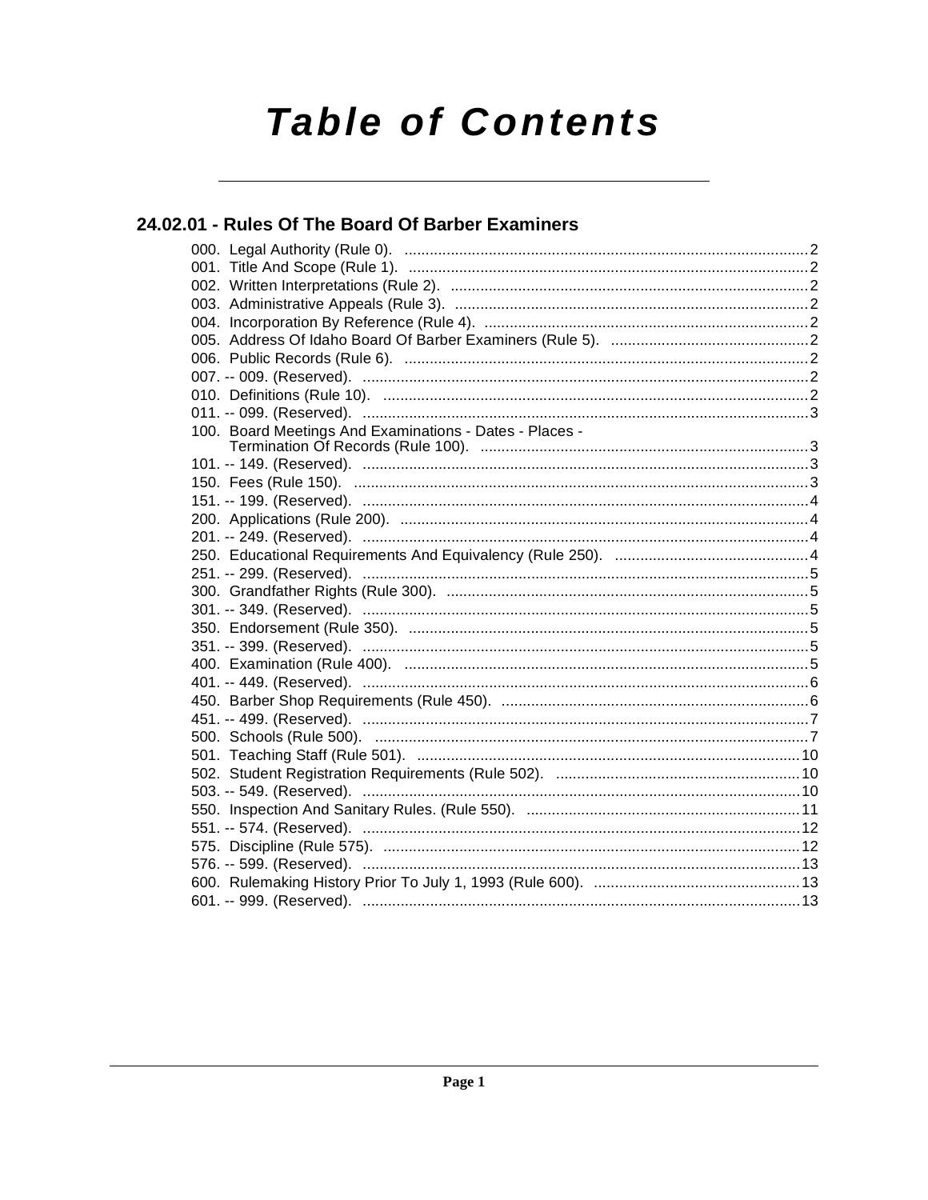# Table of Contents

## 24.02.01 - Rules Of The Board Of Barber Examiners

000. Legal Authority (Rule 0). ....... 2
001. Title And Scope (Rule 1). ....... 2
002. Written Interpretations (Rule 2). ....... 2
003. Administrative Appeals (Rule 3). ....... 2
004. Incorporation By Reference (Rule 4). ....... 2
005. Address Of Idaho Board Of Barber Examiners (Rule 5). ....... 2
006. Public Records (Rule 6). ....... 2
007. -- 009. (Reserved). ....... 2
010. Definitions (Rule 10). ....... 2
011. -- 099. (Reserved). ....... 3
100. Board Meetings And Examinations - Dates - Places - Termination Of Records (Rule 100). ....... 3
101. -- 149. (Reserved). ....... 3
150. Fees (Rule 150). ....... 3
151. -- 199. (Reserved). ....... 4
200. Applications (Rule 200). ....... 4
201. -- 249. (Reserved). ....... 4
250. Educational Requirements And Equivalency (Rule 250). ....... 4
251. -- 299. (Reserved). ....... 5
300. Grandfather Rights (Rule 300). ....... 5
301. -- 349. (Reserved). ....... 5
350. Endorsement (Rule 350). ....... 5
351. -- 399. (Reserved). ....... 5
400. Examination (Rule 400). ....... 5
401. -- 449. (Reserved). ....... 6
450. Barber Shop Requirements (Rule 450). ....... 6
451. -- 499. (Reserved). ....... 7
500. Schools (Rule 500). ....... 7
501. Teaching Staff (Rule 501). ....... 10
502. Student Registration Requirements (Rule 502). ....... 10
503. -- 549. (Reserved). ....... 10
550. Inspection And Sanitary Rules. (Rule 550). ....... 11
551. -- 574. (Reserved). ....... 12
575. Discipline (Rule 575). ....... 12
576. -- 599. (Reserved). ....... 13
600. Rulemaking History Prior To July 1, 1993 (Rule 600). ....... 13
601. -- 999. (Reserved). ....... 13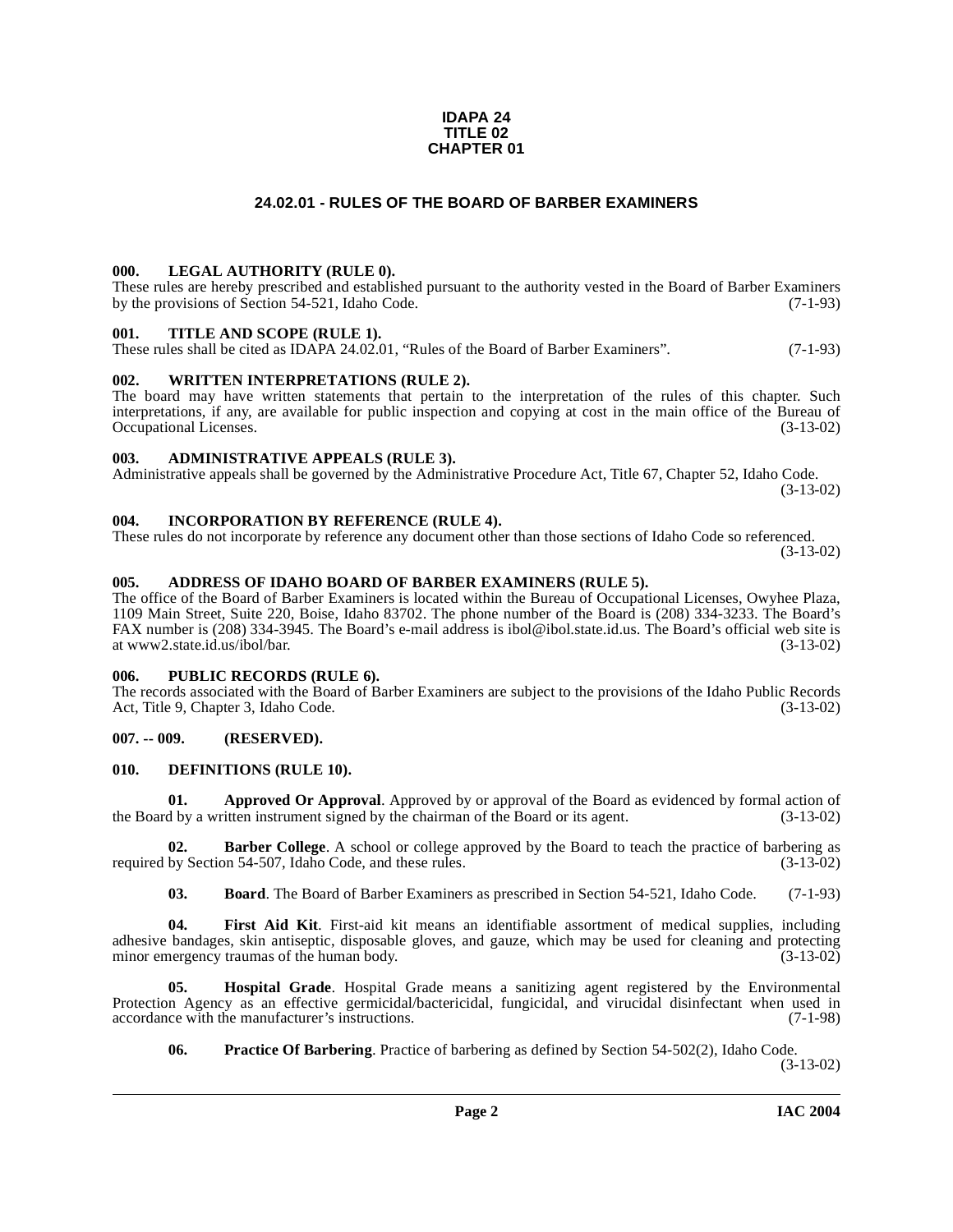**IDAPA 24**
**TITLE 02**
**CHAPTER 01**

# 24.02.01 - RULES OF THE BOARD OF BARBER EXAMINERS

### 000. LEGAL AUTHORITY (RULE 0).

These rules are hereby prescribed and established pursuant to the authority vested in the Board of Barber Examiners by the provisions of Section 54-521, Idaho Code. (7-1-93)

### 001. TITLE AND SCOPE (RULE 1).

These rules shall be cited as IDAPA 24.02.01, "Rules of the Board of Barber Examiners". (7-1-93)

### 002. WRITTEN INTERPRETATIONS (RULE 2).

The board may have written statements that pertain to the interpretation of the rules of this chapter. Such interpretations, if any, are available for public inspection and copying at cost in the main office of the Bureau of Occupational Licenses. (3-13-02)

### 003. ADMINISTRATIVE APPEALS (RULE 3).

Administrative appeals shall be governed by the Administrative Procedure Act, Title 67, Chapter 52, Idaho Code. (3-13-02)

### 004. INCORPORATION BY REFERENCE (RULE 4).

These rules do not incorporate by reference any document other than those sections of Idaho Code so referenced. (3-13-02)

### 005. ADDRESS OF IDAHO BOARD OF BARBER EXAMINERS (RULE 5).

The office of the Board of Barber Examiners is located within the Bureau of Occupational Licenses, Owyhee Plaza, 1109 Main Street, Suite 220, Boise, Idaho 83702. The phone number of the Board is (208) 334-3233. The Board's FAX number is (208) 334-3945. The Board's e-mail address is ibol@ibol.state.id.us. The Board's official web site is at www2.state.id.us/ibol/bar. (3-13-02)

### 006. PUBLIC RECORDS (RULE 6).

The records associated with the Board of Barber Examiners are subject to the provisions of the Idaho Public Records Act, Title 9, Chapter 3, Idaho Code. (3-13-02)

### 007. -- 009. (RESERVED).

### 010. DEFINITIONS (RULE 10).

**01. Approved Or Approval**. Approved by or approval of the Board as evidenced by formal action of the Board by a written instrument signed by the chairman of the Board or its agent. (3-13-02)

**02. Barber College**. A school or college approved by the Board to teach the practice of barbering as required by Section 54-507, Idaho Code, and these rules. (3-13-02)

**03. Board**. The Board of Barber Examiners as prescribed in Section 54-521, Idaho Code. (7-1-93)

**04. First Aid Kit**. First-aid kit means an identifiable assortment of medical supplies, including adhesive bandages, skin antiseptic, disposable gloves, and gauze, which may be used for cleaning and protecting minor emergency traumas of the human body. (3-13-02)

**05. Hospital Grade**. Hospital Grade means a sanitizing agent registered by the Environmental Protection Agency as an effective germicidal/bactericidal, fungicidal, and virucidal disinfectant when used in accordance with the manufacturer's instructions. (7-1-98)

**06. Practice Of Barbering**. Practice of barbering as defined by Section 54-502(2), Idaho Code. (3-13-02)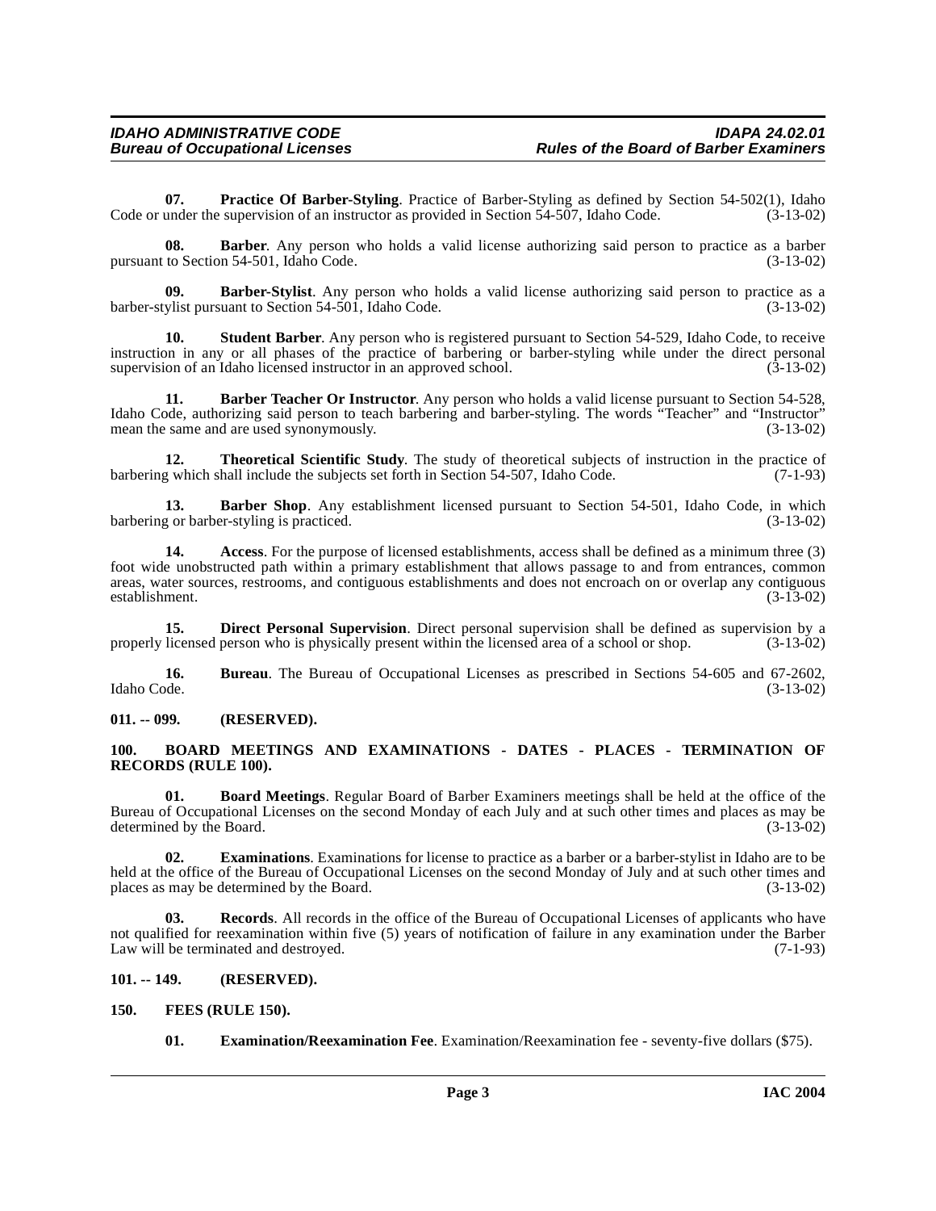**07. Practice Of Barber-Styling**. Practice of Barber-Styling as defined by Section 54-502(1), Idaho Code or under the supervision of an instructor as provided in Section 54-507, Idaho Code. (3-13-02)

**08. Barber**. Any person who holds a valid license authorizing said person to practice as a barber pursuant to Section 54-501, Idaho Code. (3-13-02)

**09. Barber-Stylist**. Any person who holds a valid license authorizing said person to practice as a barber-stylist pursuant to Section 54-501, Idaho Code. (3-13-02)

**10. Student Barber**. Any person who is registered pursuant to Section 54-529, Idaho Code, to receive instruction in any or all phases of the practice of barbering or barber-styling while under the direct personal supervision of an Idaho licensed instructor in an approved school. (3-13-02)

**11. Barber Teacher Or Instructor**. Any person who holds a valid license pursuant to Section 54-528, Idaho Code, authorizing said person to teach barbering and barber-styling. The words "Teacher" and "Instructor" mean the same and are used synonymously. (3-13-02)

**12. Theoretical Scientific Study**. The study of theoretical subjects of instruction in the practice of barbering which shall include the subjects set forth in Section 54-507, Idaho Code. (7-1-93)

**13. Barber Shop**. Any establishment licensed pursuant to Section 54-501, Idaho Code, in which barbering or barber-styling is practiced. (3-13-02)

**14. Access**. For the purpose of licensed establishments, access shall be defined as a minimum three (3) foot wide unobstructed path within a primary establishment that allows passage to and from entrances, common areas, water sources, restrooms, and contiguous establishments and does not encroach on or overlap any contiguous establishment. (3-13-02)

**15. Direct Personal Supervision**. Direct personal supervision shall be defined as supervision by a properly licensed person who is physically present within the licensed area of a school or shop. (3-13-02)

**16. Bureau**. The Bureau of Occupational Licenses as prescribed in Sections 54-605 and 67-2602, Idaho Code. (3-13-02)

**011. -- 099. (RESERVED).**

**100. BOARD MEETINGS AND EXAMINATIONS - DATES - PLACES - TERMINATION OF RECORDS (RULE 100).**

**01. Board Meetings**. Regular Board of Barber Examiners meetings shall be held at the office of the Bureau of Occupational Licenses on the second Monday of each July and at such other times and places as may be determined by the Board. (3-13-02)

**02. Examinations**. Examinations for license to practice as a barber or a barber-stylist in Idaho are to be held at the office of the Bureau of Occupational Licenses on the second Monday of July and at such other times and places as may be determined by the Board. (3-13-02)

**03. Records**. All records in the office of the Bureau of Occupational Licenses of applicants who have not qualified for reexamination within five (5) years of notification of failure in any examination under the Barber Law will be terminated and destroyed. (7-1-93)

**101. -- 149. (RESERVED).**

**150. FEES (RULE 150).**

**01. Examination/Reexamination Fee**. Examination/Reexamination fee - seventy-five dollars ($75).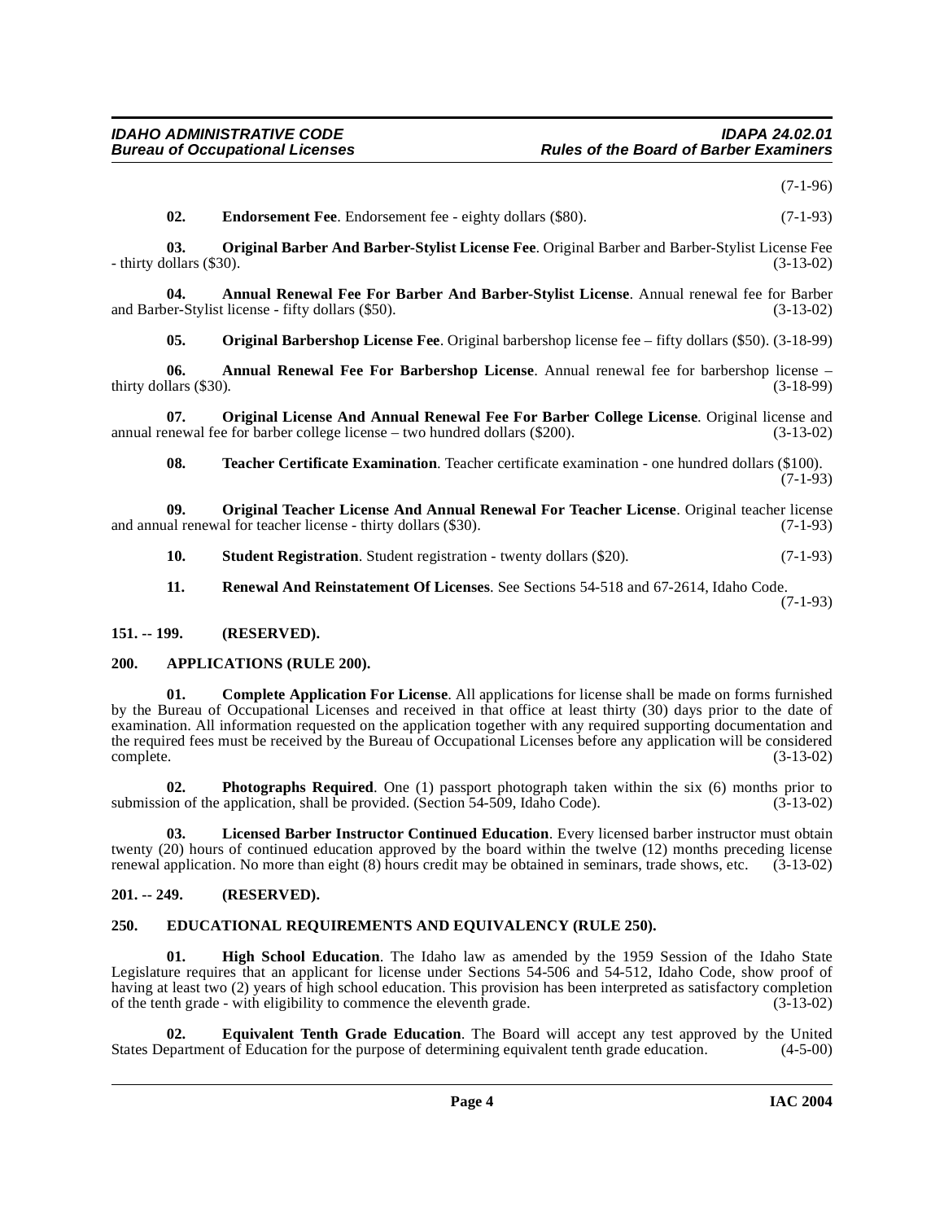(7-1-96)

**02. Endorsement Fee**. Endorsement fee - eighty dollars ($80). (7-1-93)

**03. Original Barber And Barber-Stylist License Fee**. Original Barber and Barber-Stylist License Fee - thirty dollars ($30). (3-13-02)

**04. Annual Renewal Fee For Barber And Barber-Stylist License**. Annual renewal fee for Barber and Barber-Stylist license - fifty dollars ($50). (3-13-02)

**05. Original Barbershop License Fee**. Original barbershop license fee – fifty dollars ($50). (3-18-99)

**06. Annual Renewal Fee For Barbershop License**. Annual renewal fee for barbershop license – thirty dollars ($30). (3-18-99)

**07. Original License And Annual Renewal Fee For Barber College License**. Original license and annual renewal fee for barber college license – two hundred dollars ($200). (3-13-02)

**08. Teacher Certificate Examination**. Teacher certificate examination - one hundred dollars ($100). (7-1-93)

**09. Original Teacher License And Annual Renewal For Teacher License**. Original teacher license and annual renewal for teacher license - thirty dollars ($30). (7-1-93)

**10. Student Registration**. Student registration - twenty dollars ($20). (7-1-93)

**11. Renewal And Reinstatement Of Licenses**. See Sections 54-518 and 67-2614, Idaho Code. (7-1-93)

## 151. -- 199. (RESERVED).

## 200. APPLICATIONS (RULE 200).

**01. Complete Application For License**. All applications for license shall be made on forms furnished by the Bureau of Occupational Licenses and received in that office at least thirty (30) days prior to the date of examination. All information requested on the application together with any required supporting documentation and the required fees must be received by the Bureau of Occupational Licenses before any application will be considered complete. (3-13-02)

**02. Photographs Required**. One (1) passport photograph taken within the six (6) months prior to submission of the application, shall be provided. (Section 54-509, Idaho Code). (3-13-02)

**03. Licensed Barber Instructor Continued Education**. Every licensed barber instructor must obtain twenty (20) hours of continued education approved by the board within the twelve (12) months preceding license renewal application. No more than eight (8) hours credit may be obtained in seminars, trade shows, etc. (3-13-02)

## 201. -- 249. (RESERVED).

## 250. EDUCATIONAL REQUIREMENTS AND EQUIVALENCY (RULE 250).

**01. High School Education**. The Idaho law as amended by the 1959 Session of the Idaho State Legislature requires that an applicant for license under Sections 54-506 and 54-512, Idaho Code, show proof of having at least two (2) years of high school education. This provision has been interpreted as satisfactory completion of the tenth grade - with eligibility to commence the eleventh grade. (3-13-02)

**02. Equivalent Tenth Grade Education**. The Board will accept any test approved by the United States Department of Education for the purpose of determining equivalent tenth grade education. (4-5-00)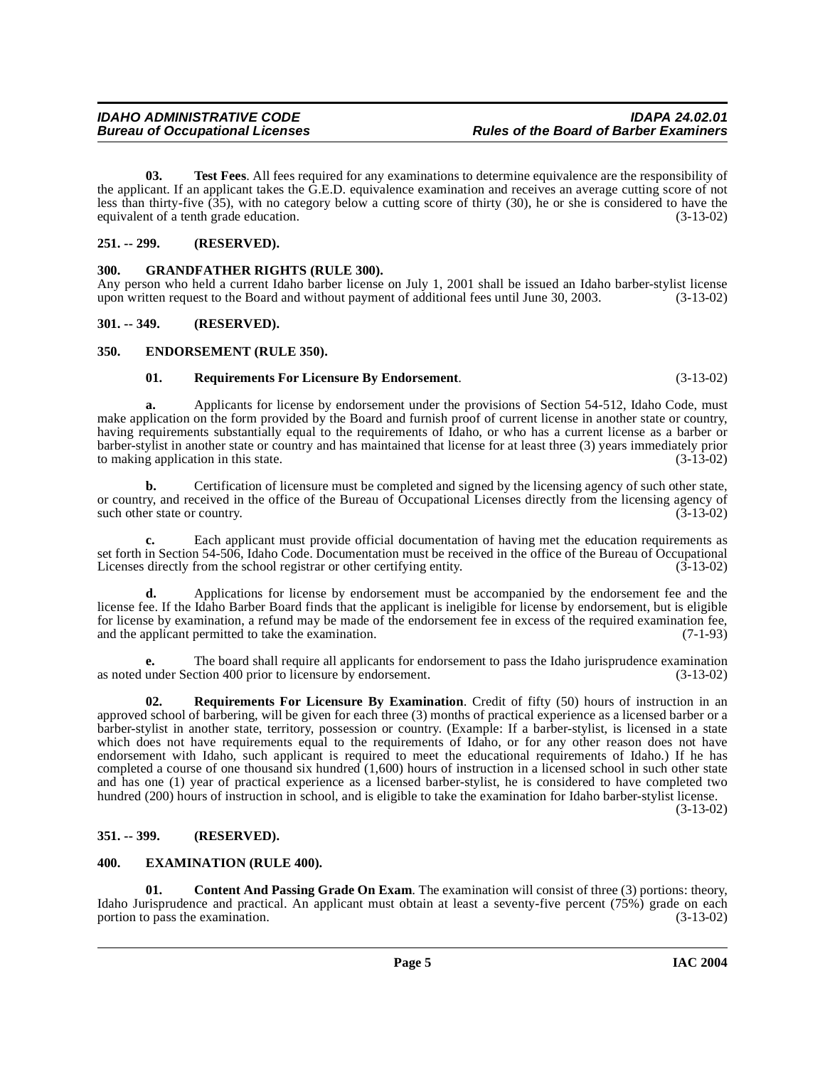**03. Test Fees**. All fees required for any examinations to determine equivalence are the responsibility of the applicant. If an applicant takes the G.E.D. equivalence examination and receives an average cutting score of not less than thirty-five (35), with no category below a cutting score of thirty (30), he or she is considered to have the equivalent of a tenth grade education. (3-13-02)

## 251. -- 299. (RESERVED).

## 300. GRANDFATHER RIGHTS (RULE 300).

Any person who held a current Idaho barber license on July 1, 2001 shall be issued an Idaho barber-stylist license upon written request to the Board and without payment of additional fees until June 30, 2003. (3-13-02)

## 301. -- 349. (RESERVED).

## 350. ENDORSEMENT (RULE 350).

**01. Requirements For Licensure By Endorsement**. (3-13-02)

**a.** Applicants for license by endorsement under the provisions of Section 54-512, Idaho Code, must make application on the form provided by the Board and furnish proof of current license in another state or country, having requirements substantially equal to the requirements of Idaho, or who has a current license as a barber or barber-stylist in another state or country and has maintained that license for at least three (3) years immediately prior to making application in this state. (3-13-02)

**b.** Certification of licensure must be completed and signed by the licensing agency of such other state, or country, and received in the office of the Bureau of Occupational Licenses directly from the licensing agency of such other state or country. (3-13-02)

**c.** Each applicant must provide official documentation of having met the education requirements as set forth in Section 54-506, Idaho Code. Documentation must be received in the office of the Bureau of Occupational Licenses directly from the school registrar or other certifying entity. (3-13-02)

**d.** Applications for license by endorsement must be accompanied by the endorsement fee and the license fee. If the Idaho Barber Board finds that the applicant is ineligible for license by endorsement, but is eligible for license by examination, a refund may be made of the endorsement fee in excess of the required examination fee, and the applicant permitted to take the examination. (7-1-93)

**e.** The board shall require all applicants for endorsement to pass the Idaho jurisprudence examination as noted under Section 400 prior to licensure by endorsement. (3-13-02)

**02. Requirements For Licensure By Examination**. Credit of fifty (50) hours of instruction in an approved school of barbering, will be given for each three (3) months of practical experience as a licensed barber or a barber-stylist in another state, territory, possession or country. (Example: If a barber-stylist, is licensed in a state which does not have requirements equal to the requirements of Idaho, or for any other reason does not have endorsement with Idaho, such applicant is required to meet the educational requirements of Idaho.) If he has completed a course of one thousand six hundred (1,600) hours of instruction in a licensed school in such other state and has one (1) year of practical experience as a licensed barber-stylist, he is considered to have completed two hundred (200) hours of instruction in school, and is eligible to take the examination for Idaho barber-stylist license. (3-13-02)

## 351. -- 399. (RESERVED).

## 400. EXAMINATION (RULE 400).

**01. Content And Passing Grade On Exam**. The examination will consist of three (3) portions: theory, Idaho Jurisprudence and practical. An applicant must obtain at least a seventy-five percent (75%) grade on each portion to pass the examination. (3-13-02)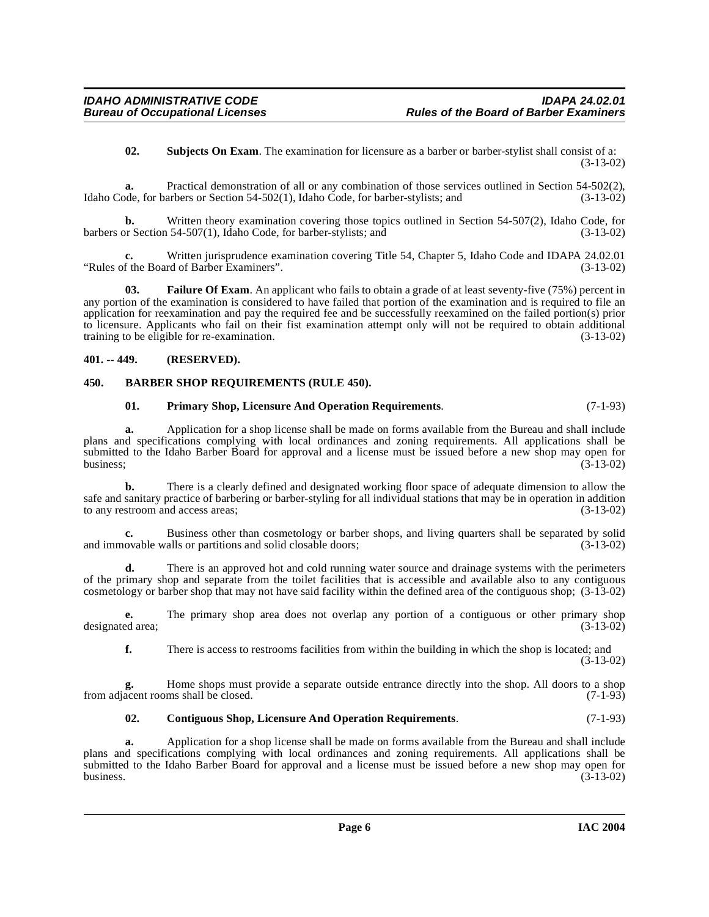**02. Subjects On Exam**. The examination for licensure as a barber or barber-stylist shall consist of a: (3-13-02)

**a.** Practical demonstration of all or any combination of those services outlined in Section 54-502(2), Idaho Code, for barbers or Section 54-502(1), Idaho Code, for barber-stylists; and (3-13-02)

**b.** Written theory examination covering those topics outlined in Section 54-507(2), Idaho Code, for barbers or Section 54-507(1), Idaho Code, for barber-stylists; and (3-13-02)

**c.** Written jurisprudence examination covering Title 54, Chapter 5, Idaho Code and IDAPA 24.02.01 "Rules of the Board of Barber Examiners". (3-13-02)

**03. Failure Of Exam**. An applicant who fails to obtain a grade of at least seventy-five (75%) percent in any portion of the examination is considered to have failed that portion of the examination and is required to file an application for reexamination and pay the required fee and be successfully reexamined on the failed portion(s) prior to licensure. Applicants who fail on their fist examination attempt only will not be required to obtain additional training to be eligible for re-examination. (3-13-02)

## 401. -- 449. (RESERVED).

## 450. BARBER SHOP REQUIREMENTS (RULE 450).

**01. Primary Shop, Licensure And Operation Requirements**. (7-1-93)

**a.** Application for a shop license shall be made on forms available from the Bureau and shall include plans and specifications complying with local ordinances and zoning requirements. All applications shall be submitted to the Idaho Barber Board for approval and a license must be issued before a new shop may open for business; (3-13-02)

**b.** There is a clearly defined and designated working floor space of adequate dimension to allow the safe and sanitary practice of barbering or barber-styling for all individual stations that may be in operation in addition to any restroom and access areas; (3-13-02)

**c.** Business other than cosmetology or barber shops, and living quarters shall be separated by solid and immovable walls or partitions and solid closable doors; (3-13-02)

**d.** There is an approved hot and cold running water source and drainage systems with the perimeters of the primary shop and separate from the toilet facilities that is accessible and available also to any contiguous cosmetology or barber shop that may not have said facility within the defined area of the contiguous shop; (3-13-02)

**e.** The primary shop area does not overlap any portion of a contiguous or other primary shop designated area; (3-13-02)

**f.** There is access to restrooms facilities from within the building in which the shop is located; and (3-13-02)

**g.** Home shops must provide a separate outside entrance directly into the shop. All doors to a shop from adjacent rooms shall be closed. (7-1-93)

**02. Contiguous Shop, Licensure And Operation Requirements**. (7-1-93)

**a.** Application for a shop license shall be made on forms available from the Bureau and shall include plans and specifications complying with local ordinances and zoning requirements. All applications shall be submitted to the Idaho Barber Board for approval and a license must be issued before a new shop may open for business. (3-13-02)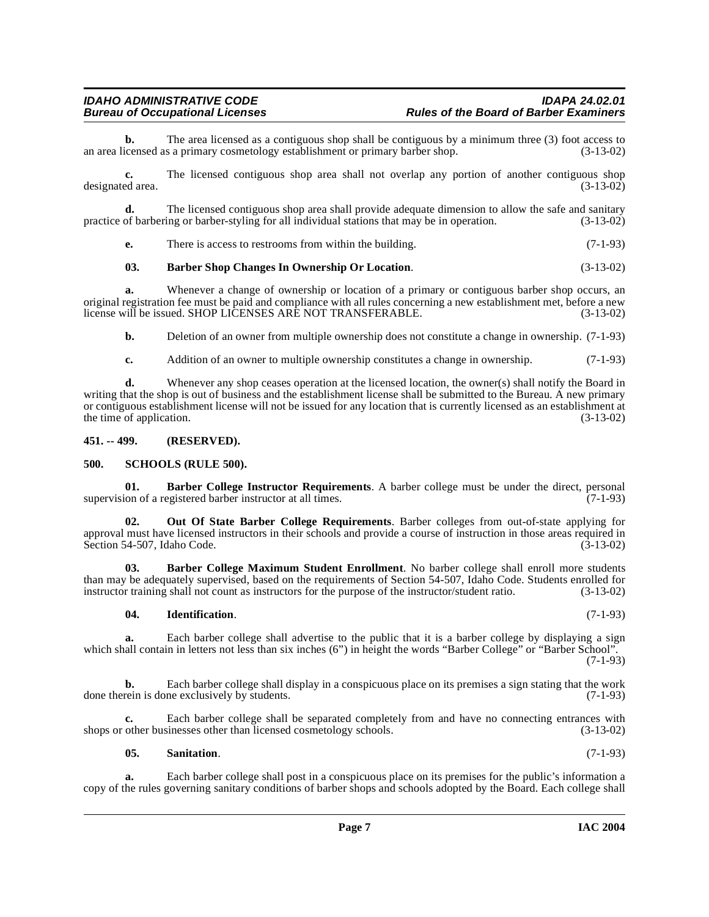**b.** The area licensed as a contiguous shop shall be contiguous by a minimum three (3) foot access to an area licensed as a primary cosmetology establishment or primary barber shop. (3-13-02)

**c.** The licensed contiguous shop area shall not overlap any portion of another contiguous shop designated area. (3-13-02)

**d.** The licensed contiguous shop area shall provide adequate dimension to allow the safe and sanitary practice of barbering or barber-styling for all individual stations that may be in operation. (3-13-02)

**e.** There is access to restrooms from within the building. (7-1-93)

**03. Barber Shop Changes In Ownership Or Location**. (3-13-02)

**a.** Whenever a change of ownership or location of a primary or contiguous barber shop occurs, an original registration fee must be paid and compliance with all rules concerning a new establishment met, before a new license will be issued. SHOP LICENSES ARE NOT TRANSFERABLE. (3-13-02)

**b.** Deletion of an owner from multiple ownership does not constitute a change in ownership. (7-1-93)

**c.** Addition of an owner to multiple ownership constitutes a change in ownership. (7-1-93)

**d.** Whenever any shop ceases operation at the licensed location, the owner(s) shall notify the Board in writing that the shop is out of business and the establishment license shall be submitted to the Bureau. A new primary or contiguous establishment license will not be issued for any location that is currently licensed as an establishment at the time of application. (3-13-02)

## 451. -- 499. (RESERVED).

## 500. SCHOOLS (RULE 500).

**01. Barber College Instructor Requirements**. A barber college must be under the direct, personal supervision of a registered barber instructor at all times. (7-1-93)

**02. Out Of State Barber College Requirements**. Barber colleges from out-of-state applying for approval must have licensed instructors in their schools and provide a course of instruction in those areas required in Section 54-507, Idaho Code. (3-13-02)

**03. Barber College Maximum Student Enrollment**. No barber college shall enroll more students than may be adequately supervised, based on the requirements of Section 54-507, Idaho Code. Students enrolled for instructor training shall not count as instructors for the purpose of the instructor/student ratio. (3-13-02)

**04. Identification**. (7-1-93)

**a.** Each barber college shall advertise to the public that it is a barber college by displaying a sign which shall contain in letters not less than six inches (6") in height the words "Barber College" or "Barber School". (7-1-93)

**b.** Each barber college shall display in a conspicuous place on its premises a sign stating that the work done therein is done exclusively by students. (7-1-93)

**c.** Each barber college shall be separated completely from and have no connecting entrances with shops or other businesses other than licensed cosmetology schools. (3-13-02)

**05. Sanitation**. (7-1-93)

**a.** Each barber college shall post in a conspicuous place on its premises for the public's information a copy of the rules governing sanitary conditions of barber shops and schools adopted by the Board. Each college shall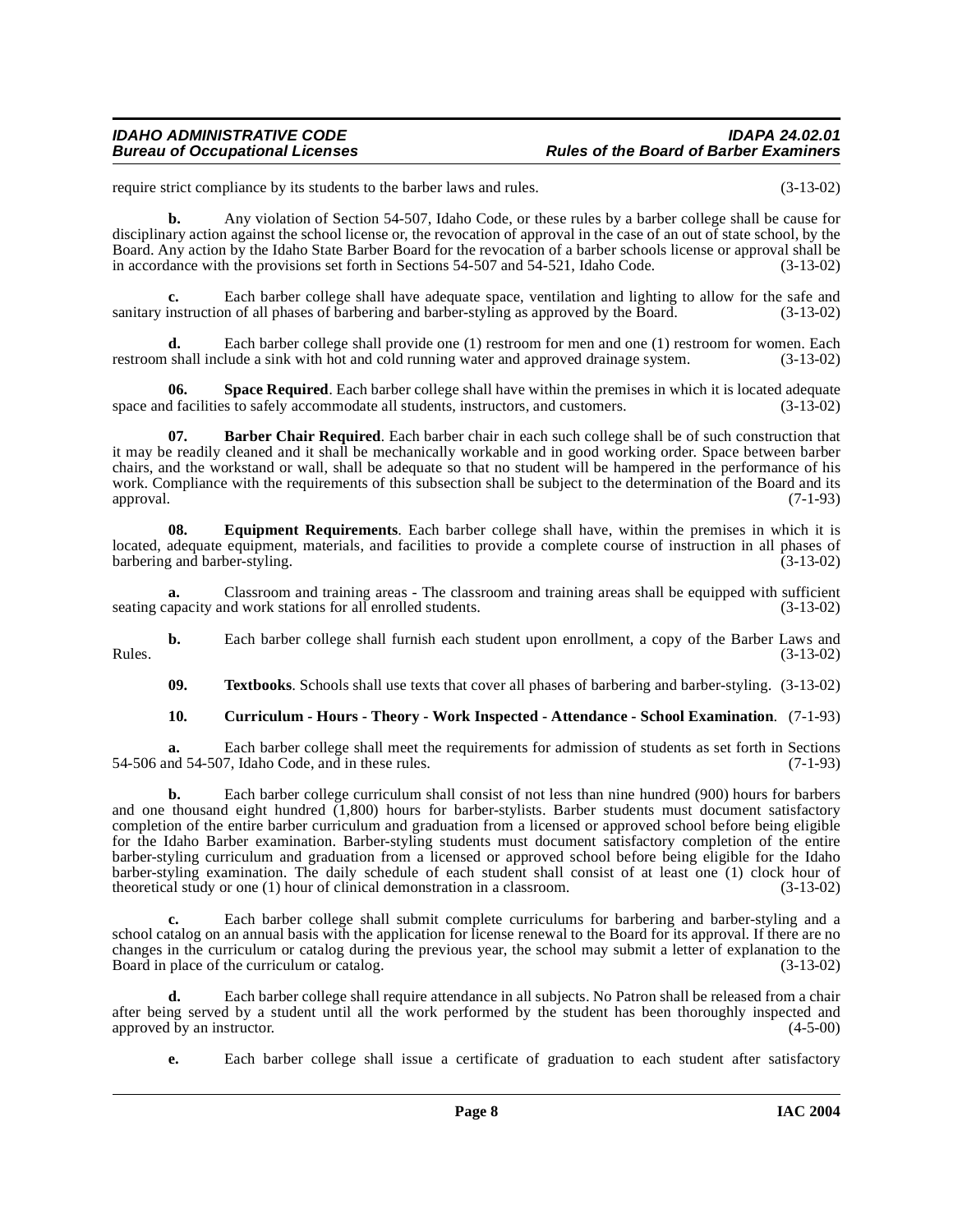require strict compliance by its students to the barber laws and rules. (3-13-02)

**b.** Any violation of Section 54-507, Idaho Code, or these rules by a barber college shall be cause for disciplinary action against the school license or, the revocation of approval in the case of an out of state school, by the Board. Any action by the Idaho State Barber Board for the revocation of a barber schools license or approval shall be in accordance with the provisions set forth in Sections 54-507 and 54-521, Idaho Code. (3-13-02)

**c.** Each barber college shall have adequate space, ventilation and lighting to allow for the safe and sanitary instruction of all phases of barbering and barber-styling as approved by the Board. (3-13-02)

**d.** Each barber college shall provide one (1) restroom for men and one (1) restroom for women. Each restroom shall include a sink with hot and cold running water and approved drainage system. (3-13-02)

**06. Space Required**. Each barber college shall have within the premises in which it is located adequate space and facilities to safely accommodate all students, instructors, and customers. (3-13-02)

**07. Barber Chair Required**. Each barber chair in each such college shall be of such construction that it may be readily cleaned and it shall be mechanically workable and in good working order. Space between barber chairs, and the workstand or wall, shall be adequate so that no student will be hampered in the performance of his work. Compliance with the requirements of this subsection shall be subject to the determination of the Board and its approval. (7-1-93)

**08. Equipment Requirements**. Each barber college shall have, within the premises in which it is located, adequate equipment, materials, and facilities to provide a complete course of instruction in all phases of barbering and barber-styling. (3-13-02)

**a.** Classroom and training areas - The classroom and training areas shall be equipped with sufficient seating capacity and work stations for all enrolled students. (3-13-02)

**b.** Each barber college shall furnish each student upon enrollment, a copy of the Barber Laws and Rules. (3-13-02)

**09. Textbooks**. Schools shall use texts that cover all phases of barbering and barber-styling. (3-13-02)

**10. Curriculum - Hours - Theory - Work Inspected - Attendance - School Examination**. (7-1-93)

**a.** Each barber college shall meet the requirements for admission of students as set forth in Sections 54-506 and 54-507, Idaho Code, and in these rules. (7-1-93)

**b.** Each barber college curriculum shall consist of not less than nine hundred (900) hours for barbers and one thousand eight hundred (1,800) hours for barber-stylists. Barber students must document satisfactory completion of the entire barber curriculum and graduation from a licensed or approved school before being eligible for the Idaho Barber examination. Barber-styling students must document satisfactory completion of the entire barber-styling curriculum and graduation from a licensed or approved school before being eligible for the Idaho barber-styling examination. The daily schedule of each student shall consist of at least one (1) clock hour of theoretical study or one (1) hour of clinical demonstration in a classroom. (3-13-02)

**c.** Each barber college shall submit complete curriculums for barbering and barber-styling and a school catalog on an annual basis with the application for license renewal to the Board for its approval. If there are no changes in the curriculum or catalog during the previous year, the school may submit a letter of explanation to the Board in place of the curriculum or catalog. (3-13-02)

**d.** Each barber college shall require attendance in all subjects. No Patron shall be released from a chair after being served by a student until all the work performed by the student has been thoroughly inspected and approved by an instructor. (4-5-00)

**e.** Each barber college shall issue a certificate of graduation to each student after satisfactory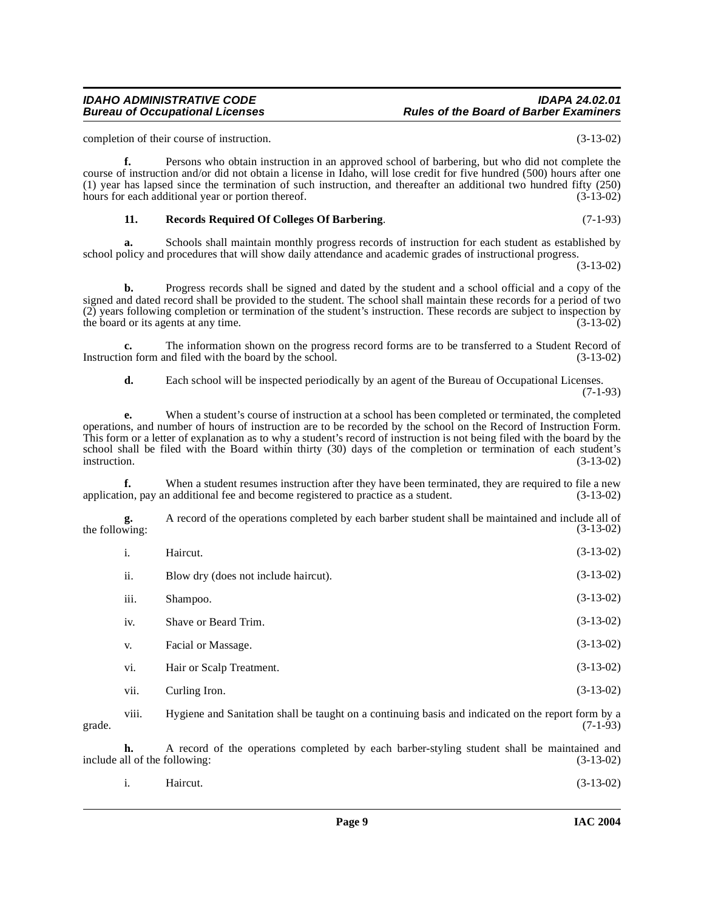completion of their course of instruction. (3-13-02)

**f.** Persons who obtain instruction in an approved school of barbering, but who did not complete the course of instruction and/or did not obtain a license in Idaho, will lose credit for five hundred (500) hours after one (1) year has lapsed since the termination of such instruction, and thereafter an additional two hundred fifty (250) hours for each additional year or portion thereof. (3-13-02)

**11. Records Required Of Colleges Of Barbering**. (7-1-93)

**a.** Schools shall maintain monthly progress records of instruction for each student as established by school policy and procedures that will show daily attendance and academic grades of instructional progress. (3-13-02)

**b.** Progress records shall be signed and dated by the student and a school official and a copy of the signed and dated record shall be provided to the student. The school shall maintain these records for a period of two (2) years following completion or termination of the student's instruction. These records are subject to inspection by the board or its agents at any time. (3-13-02)

**c.** The information shown on the progress record forms are to be transferred to a Student Record of Instruction form and filed with the board by the school. (3-13-02)

**d.** Each school will be inspected periodically by an agent of the Bureau of Occupational Licenses. (7-1-93)

**e.** When a student's course of instruction at a school has been completed or terminated, the completed operations, and number of hours of instruction are to be recorded by the school on the Record of Instruction Form. This form or a letter of explanation as to why a student's record of instruction is not being filed with the board by the school shall be filed with the Board within thirty (30) days of the completion or termination of each student's instruction. (3-13-02)

**f.** When a student resumes instruction after they have been terminated, they are required to file a new application, pay an additional fee and become registered to practice as a student. (3-13-02)

**g.** A record of the operations completed by each barber student shall be maintained and include all of the following: (3-13-02)

i. Haircut. (3-13-02)

ii. Blow dry (does not include haircut). (3-13-02)

iii. Shampoo. (3-13-02)

iv. Shave or Beard Trim. (3-13-02)

v. Facial or Massage. (3-13-02)

vi. Hair or Scalp Treatment. (3-13-02)

vii. Curling Iron. (3-13-02)

viii. Hygiene and Sanitation shall be taught on a continuing basis and indicated on the report form by a grade. (7-1-93)

**h.** A record of the operations completed by each barber-styling student shall be maintained and include all of the following: (3-13-02)

i. Haircut. (3-13-02)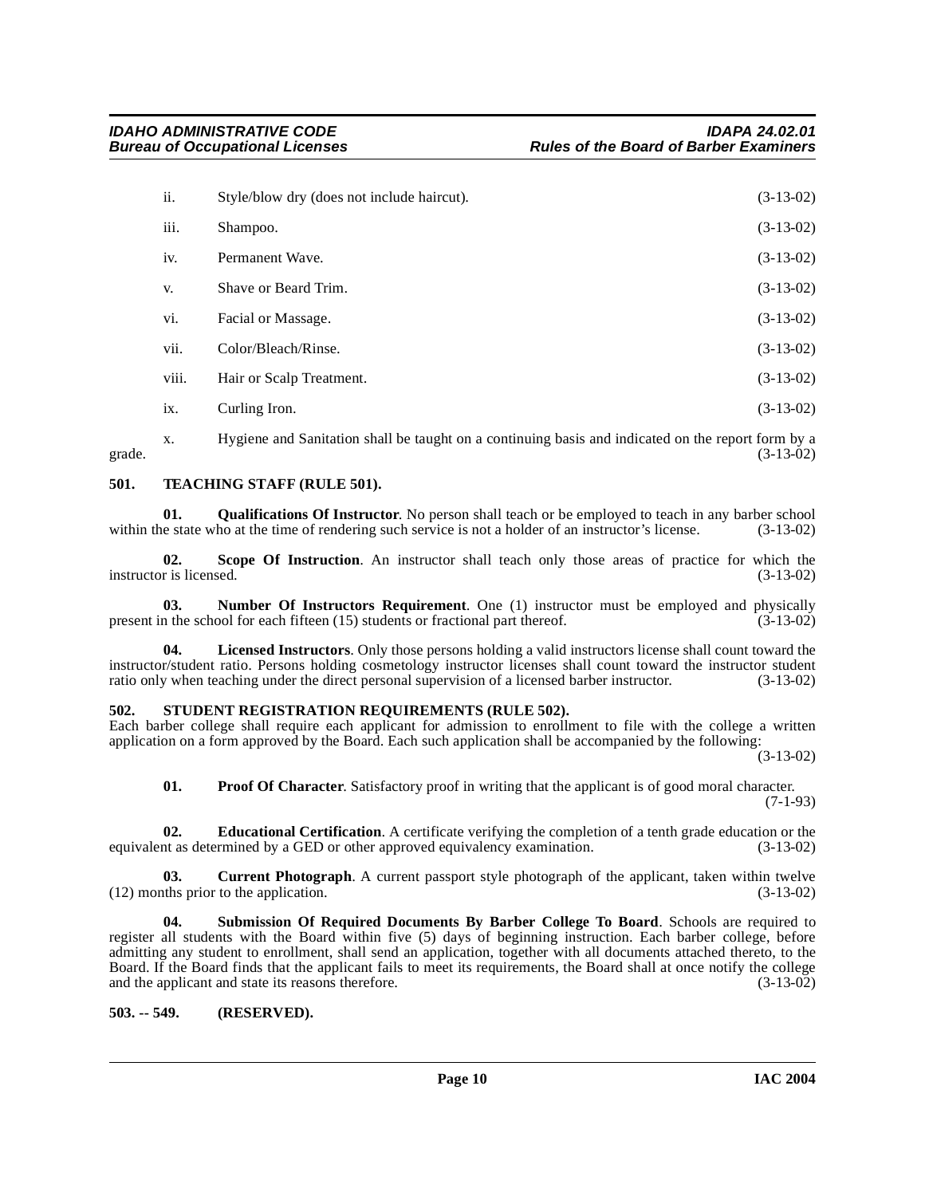ii. Style/blow dry (does not include haircut). (3-13-02)

iii. Shampoo. (3-13-02)

iv. Permanent Wave. (3-13-02)

v. Shave or Beard Trim. (3-13-02)

vi. Facial or Massage. (3-13-02)

vii. Color/Bleach/Rinse. (3-13-02)

viii. Hair or Scalp Treatment. (3-13-02)

ix. Curling Iron. (3-13-02)

x. Hygiene and Sanitation shall be taught on a continuing basis and indicated on the report form by a grade. (3-13-02)

**501. TEACHING STAFF (RULE 501).**

**01. Qualifications Of Instructor**. No person shall teach or be employed to teach in any barber school within the state who at the time of rendering such service is not a holder of an instructor's license. (3-13-02)

**02. Scope Of Instruction**. An instructor shall teach only those areas of practice for which the instructor is licensed. (3-13-02)

**03. Number Of Instructors Requirement**. One (1) instructor must be employed and physically present in the school for each fifteen (15) students or fractional part thereof. (3-13-02)

**04. Licensed Instructors**. Only those persons holding a valid instructors license shall count toward the instructor/student ratio. Persons holding cosmetology instructor licenses shall count toward the instructor student ratio only when teaching under the direct personal supervision of a licensed barber instructor. (3-13-02)

**502. STUDENT REGISTRATION REQUIREMENTS (RULE 502).**

Each barber college shall require each applicant for admission to enrollment to file with the college a written application on a form approved by the Board. Each such application shall be accompanied by the following: (3-13-02)

**01. Proof Of Character**. Satisfactory proof in writing that the applicant is of good moral character. (7-1-93)

**02. Educational Certification**. A certificate verifying the completion of a tenth grade education or the equivalent as determined by a GED or other approved equivalency examination. (3-13-02)

**03. Current Photograph**. A current passport style photograph of the applicant, taken within twelve (12) months prior to the application. (3-13-02)

**04. Submission Of Required Documents By Barber College To Board**. Schools are required to register all students with the Board within five (5) days of beginning instruction. Each barber college, before admitting any student to enrollment, shall send an application, together with all documents attached thereto, to the Board. If the Board finds that the applicant fails to meet its requirements, the Board shall at once notify the college and the applicant and state its reasons therefore. (3-13-02)

**503. -- 549. (RESERVED).**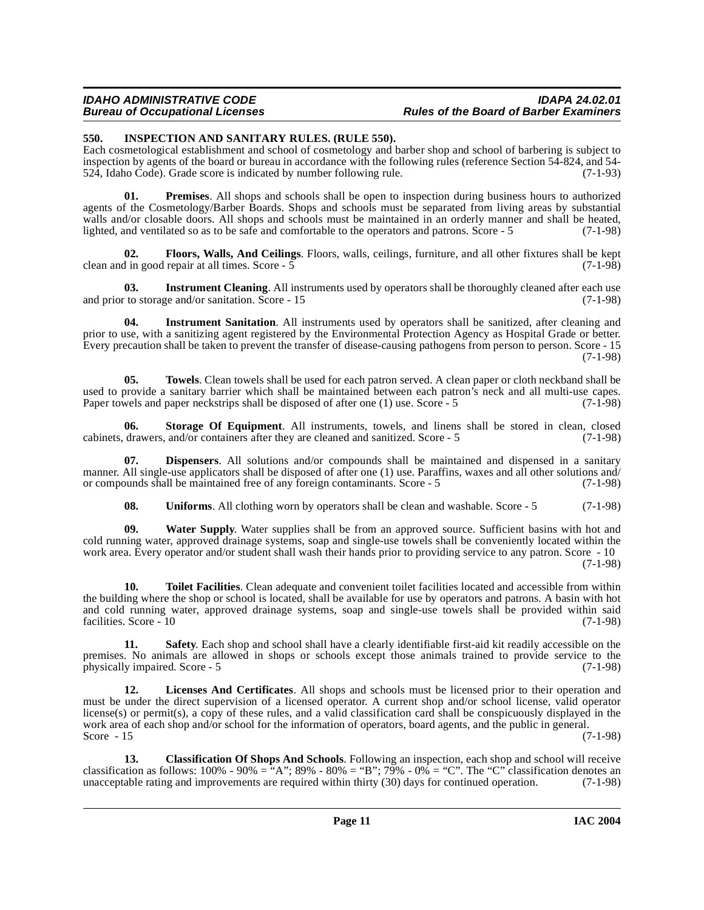## 550. INSPECTION AND SANITARY RULES. (RULE 550).

Each cosmetological establishment and school of cosmetology and barber shop and school of barbering is subject to inspection by agents of the board or bureau in accordance with the following rules (reference Section 54-824, and 54-524, Idaho Code). Grade score is indicated by number following rule. (7-1-93)

**01. Premises**. All shops and schools shall be open to inspection during business hours to authorized agents of the Cosmetology/Barber Boards. Shops and schools must be separated from living areas by substantial walls and/or closable doors. All shops and schools must be maintained in an orderly manner and shall be heated, lighted, and ventilated so as to be safe and comfortable to the operators and patrons. Score - 5 (7-1-98)

**02. Floors, Walls, And Ceilings**. Floors, walls, ceilings, furniture, and all other fixtures shall be kept clean and in good repair at all times. Score - 5 (7-1-98)

**03. Instrument Cleaning**. All instruments used by operators shall be thoroughly cleaned after each use and prior to storage and/or sanitation. Score - 15 (7-1-98)

**04. Instrument Sanitation**. All instruments used by operators shall be sanitized, after cleaning and prior to use, with a sanitizing agent registered by the Environmental Protection Agency as Hospital Grade or better. Every precaution shall be taken to prevent the transfer of disease-causing pathogens from person to person. Score - 15 (7-1-98)

**05. Towels**. Clean towels shall be used for each patron served. A clean paper or cloth neckband shall be used to provide a sanitary barrier which shall be maintained between each patron's neck and all multi-use capes. Paper towels and paper neckstrips shall be disposed of after one (1) use. Score - 5 (7-1-98)

**06. Storage Of Equipment**. All instruments, towels, and linens shall be stored in clean, closed cabinets, drawers, and/or containers after they are cleaned and sanitized. Score - 5 (7-1-98)

**07. Dispensers**. All solutions and/or compounds shall be maintained and dispensed in a sanitary manner. All single-use applicators shall be disposed of after one (1) use. Paraffins, waxes and all other solutions and/or compounds shall be maintained free of any foreign contaminants. Score - 5 (7-1-98)

**08. Uniforms**. All clothing worn by operators shall be clean and washable. Score - 5 (7-1-98)

**09. Water Supply**. Water supplies shall be from an approved source. Sufficient basins with hot and cold running water, approved drainage systems, soap and single-use towels shall be conveniently located within the work area. Every operator and/or student shall wash their hands prior to providing service to any patron. Score - 10 (7-1-98)

**10. Toilet Facilities**. Clean adequate and convenient toilet facilities located and accessible from within the building where the shop or school is located, shall be available for use by operators and patrons. A basin with hot and cold running water, approved drainage systems, soap and single-use towels shall be provided within said facilities. Score - 10 (7-1-98)

**11. Safety**. Each shop and school shall have a clearly identifiable first-aid kit readily accessible on the premises. No animals are allowed in shops or schools except those animals trained to provide service to the physically impaired. Score - 5 (7-1-98)

**12. Licenses And Certificates**. All shops and schools must be licensed prior to their operation and must be under the direct supervision of a licensed operator. A current shop and/or school license, valid operator license(s) or permit(s), a copy of these rules, and a valid classification card shall be conspicuously displayed in the work area of each shop and/or school for the information of operators, board agents, and the public in general. Score - 15 (7-1-98)

**13. Classification Of Shops And Schools**. Following an inspection, each shop and school will receive classification as follows: 100% - 90% = "A"; 89% - 80% = "B"; 79% - 0% = "C". The "C" classification denotes an unacceptable rating and improvements are required within thirty (30) days for continued operation. (7-1-98)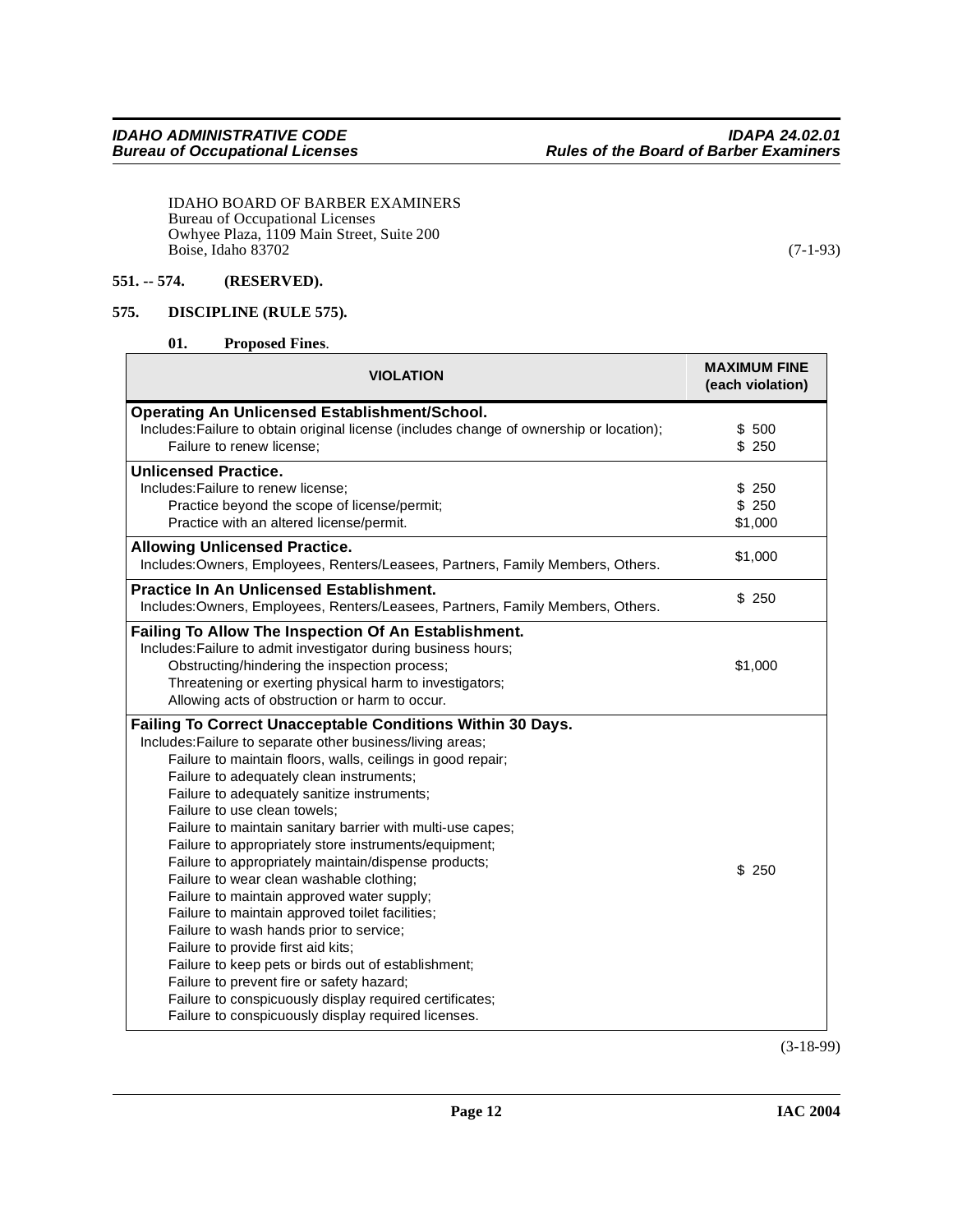IDAHO BOARD OF BARBER EXAMINERS
Bureau of Occupational Licenses
Owhyee Plaza, 1109 Main Street, Suite 200
Boise, Idaho 83702 (7-1-93)

**551. -- 574. (RESERVED).**

**575. DISCIPLINE (RULE 575).**

**01. Proposed Fines**.

| VIOLATION | MAXIMUM FINE (each violation) |
|---|---|
| **Operating An Unlicensed Establishment/School.** | |
| Includes: Failure to obtain original license (includes change of ownership or location); | $ 500 |
| Failure to renew license; | $ 250 |
| **Unlicensed Practice.** | |
| Includes: Failure to renew license; | $ 250 |
| Practice beyond the scope of license/permit; | $ 250 |
| Practice with an altered license/permit. | $1,000 |
| **Allowing Unlicensed Practice.** Includes: Owners, Employees, Renters/Leasees, Partners, Family Members, Others. | $1,000 |
| **Practice In An Unlicensed Establishment.** Includes: Owners, Employees, Renters/Leasees, Partners, Family Members, Others. | $ 250 |
| **Failing To Allow The Inspection Of An Establishment.** Includes: Failure to admit investigator during business hours; Obstructing/hindering the inspection process; Threatening or exerting physical harm to investigators; Allowing acts of obstruction or harm to occur. | $1,000 |
| **Failing To Correct Unacceptable Conditions Within 30 Days.** Includes: Failure to separate other business/living areas; Failure to maintain floors, walls, ceilings in good repair; Failure to adequately clean instruments; Failure to adequately sanitize instruments; Failure to use clean towels; Failure to maintain sanitary barrier with multi-use capes; Failure to appropriately store instruments/equipment; Failure to appropriately maintain/dispense products; Failure to wear clean washable clothing; Failure to maintain approved water supply; Failure to maintain approved toilet facilities; Failure to wash hands prior to service; Failure to provide first aid kits; Failure to keep pets or birds out of establishment; Failure to prevent fire or safety hazard; Failure to conspicuously display required certificates; Failure to conspicuously display required licenses. | $ 250 |

(3-18-99)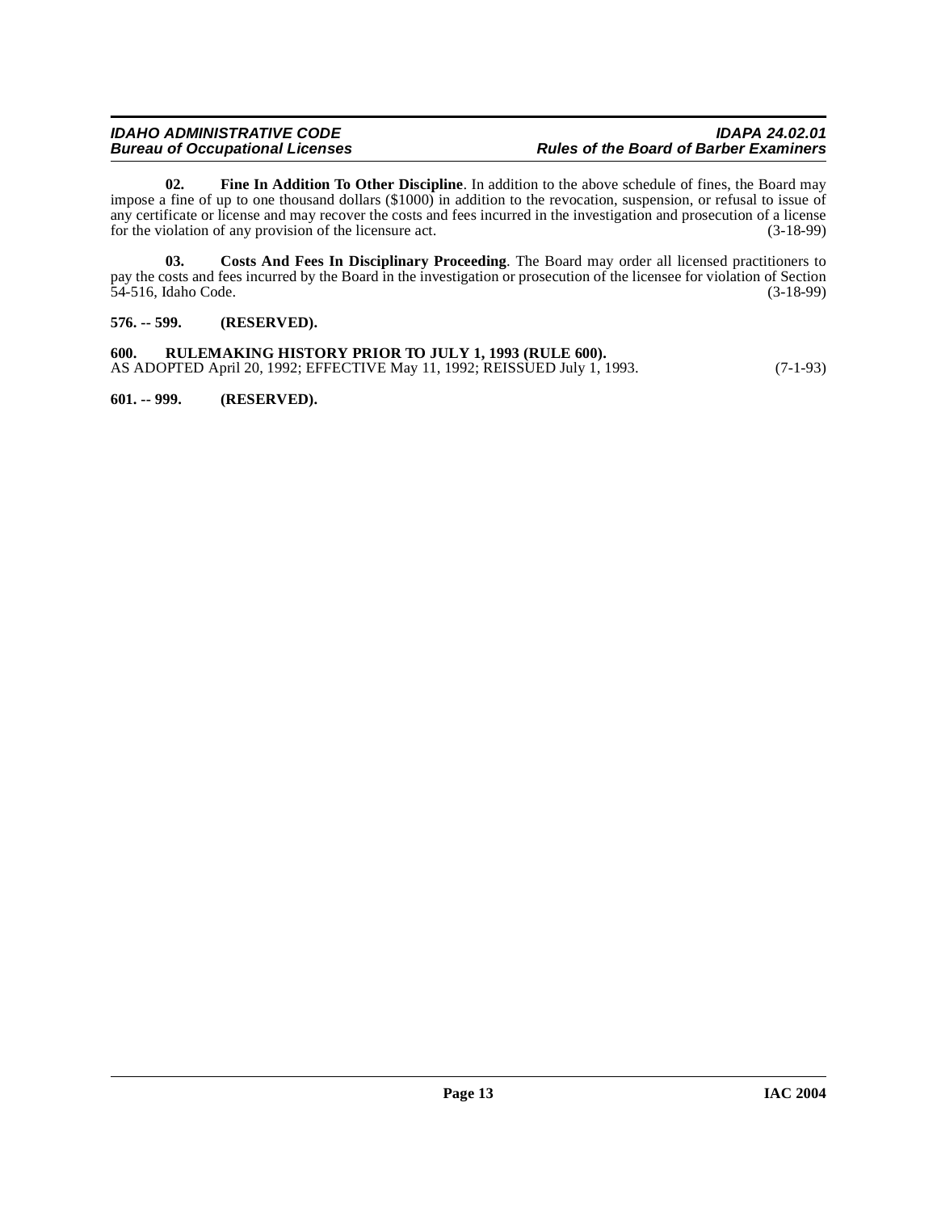**02. Fine In Addition To Other Discipline**. In addition to the above schedule of fines, the Board may impose a fine of up to one thousand dollars ($1000) in addition to the revocation, suspension, or refusal to issue of any certificate or license and may recover the costs and fees incurred in the investigation and prosecution of a license for the violation of any provision of the licensure act. (3-18-99)

**03. Costs And Fees In Disciplinary Proceeding**. The Board may order all licensed practitioners to pay the costs and fees incurred by the Board in the investigation or prosecution of the licensee for violation of Section 54-516, Idaho Code. (3-18-99)

**576. -- 599. (RESERVED).**

**600. RULEMAKING HISTORY PRIOR TO JULY 1, 1993 (RULE 600).**
AS ADOPTED April 20, 1992; EFFECTIVE May 11, 1992; REISSUED July 1, 1993. (7-1-93)

**601. -- 999. (RESERVED).**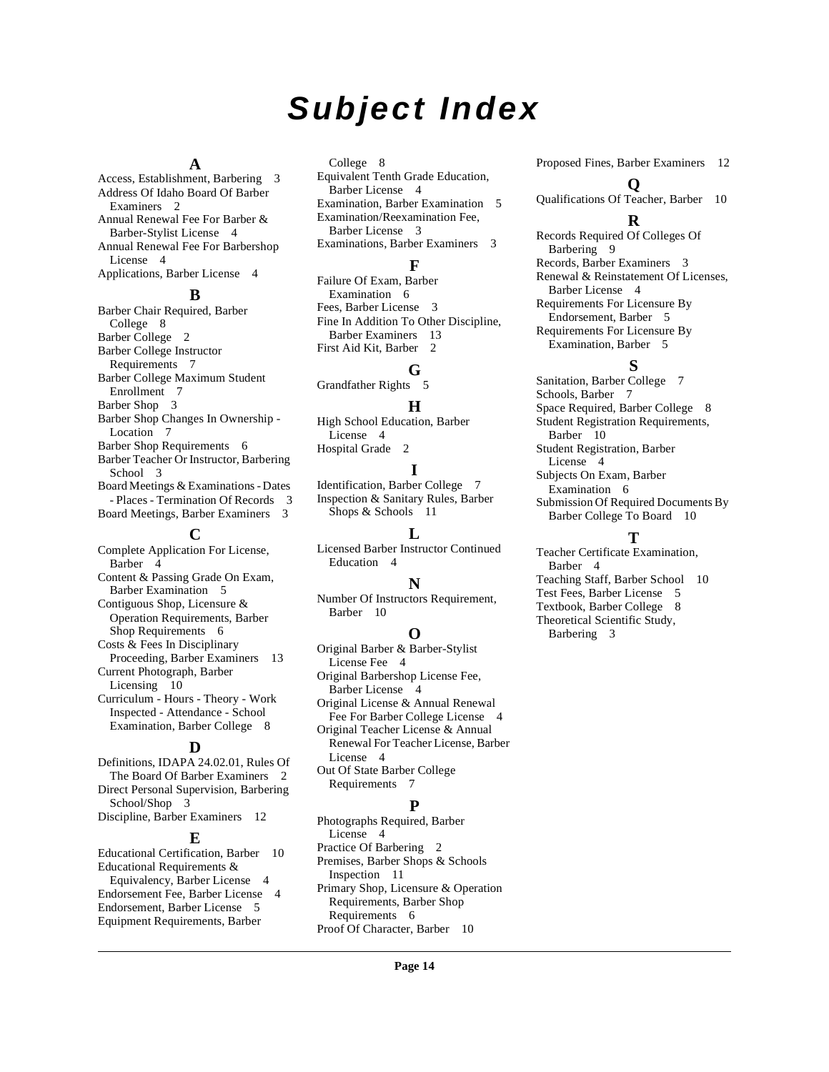# Subject Index

## A

Access, Establishment, Barbering 3
Address Of Idaho Board Of Barber Examiners 2
Annual Renewal Fee For Barber & Barber-Stylist License 4
Annual Renewal Fee For Barbershop License 4
Applications, Barber License 4

## B

Barber Chair Required, Barber College 8
Barber College 2
Barber College Instructor Requirements 7
Barber College Maximum Student Enrollment 7
Barber Shop 3
Barber Shop Changes In Ownership - Location 7
Barber Shop Requirements 6
Barber Teacher Or Instructor, Barbering School 3
Board Meetings & Examinations - Dates - Places - Termination Of Records 3
Board Meetings, Barber Examiners 3

## C

Complete Application For License, Barber 4
Content & Passing Grade On Exam, Barber Examination 5
Contiguous Shop, Licensure & Operation Requirements, Barber Shop Requirements 6
Costs & Fees In Disciplinary Proceeding, Barber Examiners 13
Current Photograph, Barber Licensing 10
Curriculum - Hours - Theory - Work Inspected - Attendance - School Examination, Barber College 8

## D

Definitions, IDAPA 24.02.01, Rules Of The Board Of Barber Examiners 2
Direct Personal Supervision, Barbering School/Shop 3
Discipline, Barber Examiners 12

## E

Educational Certification, Barber 10
Educational Requirements & Equivalency, Barber License 4
Endorsement Fee, Barber License 4
Endorsement, Barber License 5
Equipment Requirements, Barber College 8
Equivalent Tenth Grade Education, Barber License 4
Examination, Barber Examination 5
Examination/Reexamination Fee, Barber License 3
Examinations, Barber Examiners 3

## F

Failure Of Exam, Barber Examination 6
Fees, Barber License 3
Fine In Addition To Other Discipline, Barber Examiners 13
First Aid Kit, Barber 2

## G

Grandfather Rights 5

## H

High School Education, Barber License 4
Hospital Grade 2

## I

Identification, Barber College 7
Inspection & Sanitary Rules, Barber Shops & Schools 11

## L

Licensed Barber Instructor Continued Education 4

## N

Number Of Instructors Requirement, Barber 10

## O

Original Barber & Barber-Stylist License Fee 4
Original Barbershop License Fee, Barber License 4
Original License & Annual Renewal Fee For Barber College License 4
Original Teacher License & Annual Renewal For Teacher License, Barber License 4
Out Of State Barber College Requirements 7

## P

Photographs Required, Barber License 4
Practice Of Barbering 2
Premises, Barber Shops & Schools Inspection 11
Primary Shop, Licensure & Operation Requirements, Barber Shop Requirements 6
Proof Of Character, Barber 10
Proposed Fines, Barber Examiners 12

## Q

Qualifications Of Teacher, Barber 10

## R

Records Required Of Colleges Of Barbering 9
Records, Barber Examiners 3
Renewal & Reinstatement Of Licenses, Barber License 4
Requirements For Licensure By Endorsement, Barber 5
Requirements For Licensure By Examination, Barber 5

## S

Sanitation, Barber College 7
Schools, Barber 7
Space Required, Barber College 8
Student Registration Requirements, Barber 10
Student Registration, Barber License 4
Subjects On Exam, Barber Examination 6
Submission Of Required Documents By Barber College To Board 10

## T

Teacher Certificate Examination, Barber 4
Teaching Staff, Barber School 10
Test Fees, Barber License 5
Textbook, Barber College 8
Theoretical Scientific Study, Barbering 3